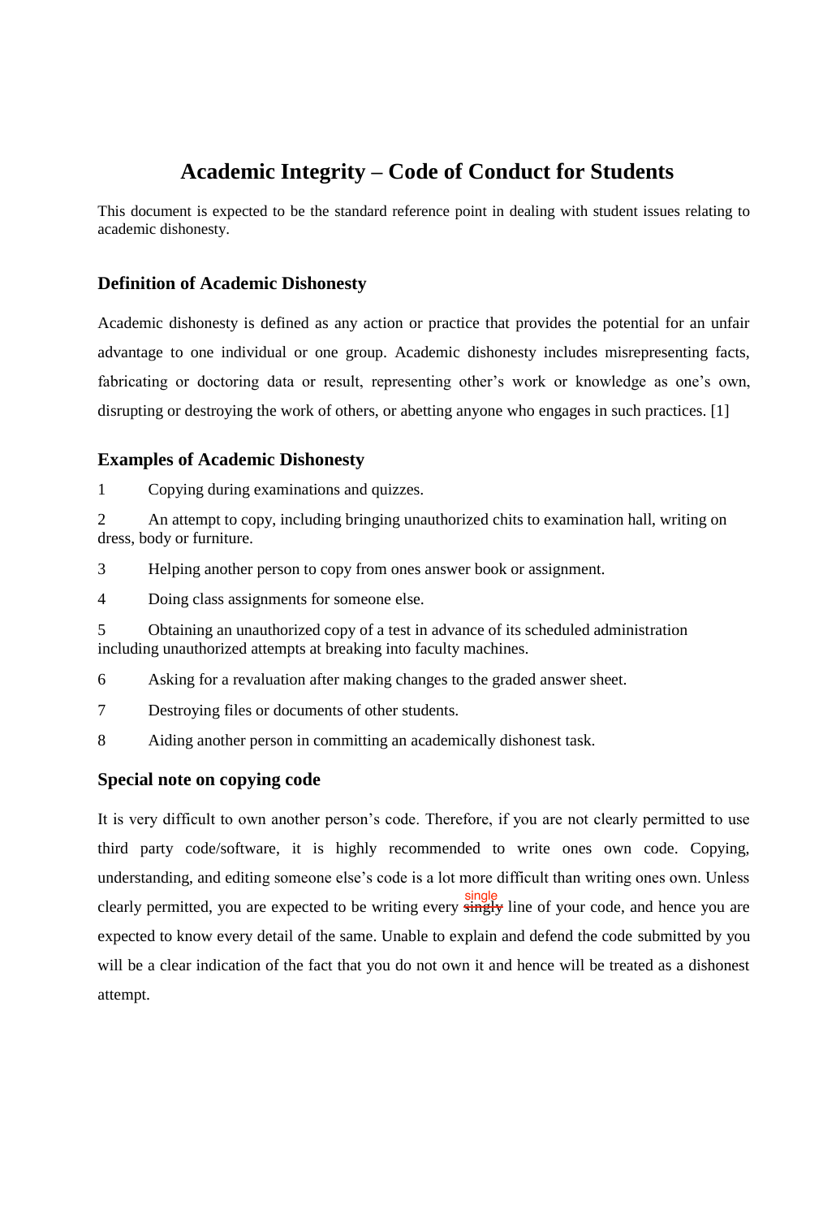# Academic Integrity – Code of Conduct for Students

This document is expected to be the standard reference point in dealing with student issues relating to academic dishonesty.

### Definition of Academic Dishonesty

Academic dishonesty is defined as any action or practice that provides the potential for an unfair advantage to one individual or one group. Academic dishonesty includes misrepresenting facts, fabricating or doctoring data or result, representing other's work or knowledge as one's own, disrupting or destroying the work of others, or abetting anyone who engages in such practices. [1]

### Examples of Academic Dishonesty

1. Copying during examinations and quizzes.
2. An attempt to copy, including bringing unauthorized chits to examination hall, writing on dress, body or furniture.
3. Helping another person to copy from ones answer book or assignment.
4. Doing class assignments for someone else.
5. Obtaining an unauthorized copy of a test in advance of its scheduled administration including unauthorized attempts at breaking into faculty machines.
6. Asking for a revaluation after making changes to the graded answer sheet.
7. Destroying files or documents of other students.
8. Aiding another person in committing an academically dishonest task.

### Special note on copying code

It is very difficult to own another person's code. Therefore, if you are not clearly permitted to use third party code/software, it is highly recommended to write ones own code. Copying, understanding, and editing someone else's code is a lot more difficult than writing ones own. Unless clearly permitted, you are expected to be writing every ~~singly~~ single line of your code, and hence you are expected to know every detail of the same. Unable to explain and defend the code submitted by you will be a clear indication of the fact that you do not own it and hence will be treated as a dishonest attempt.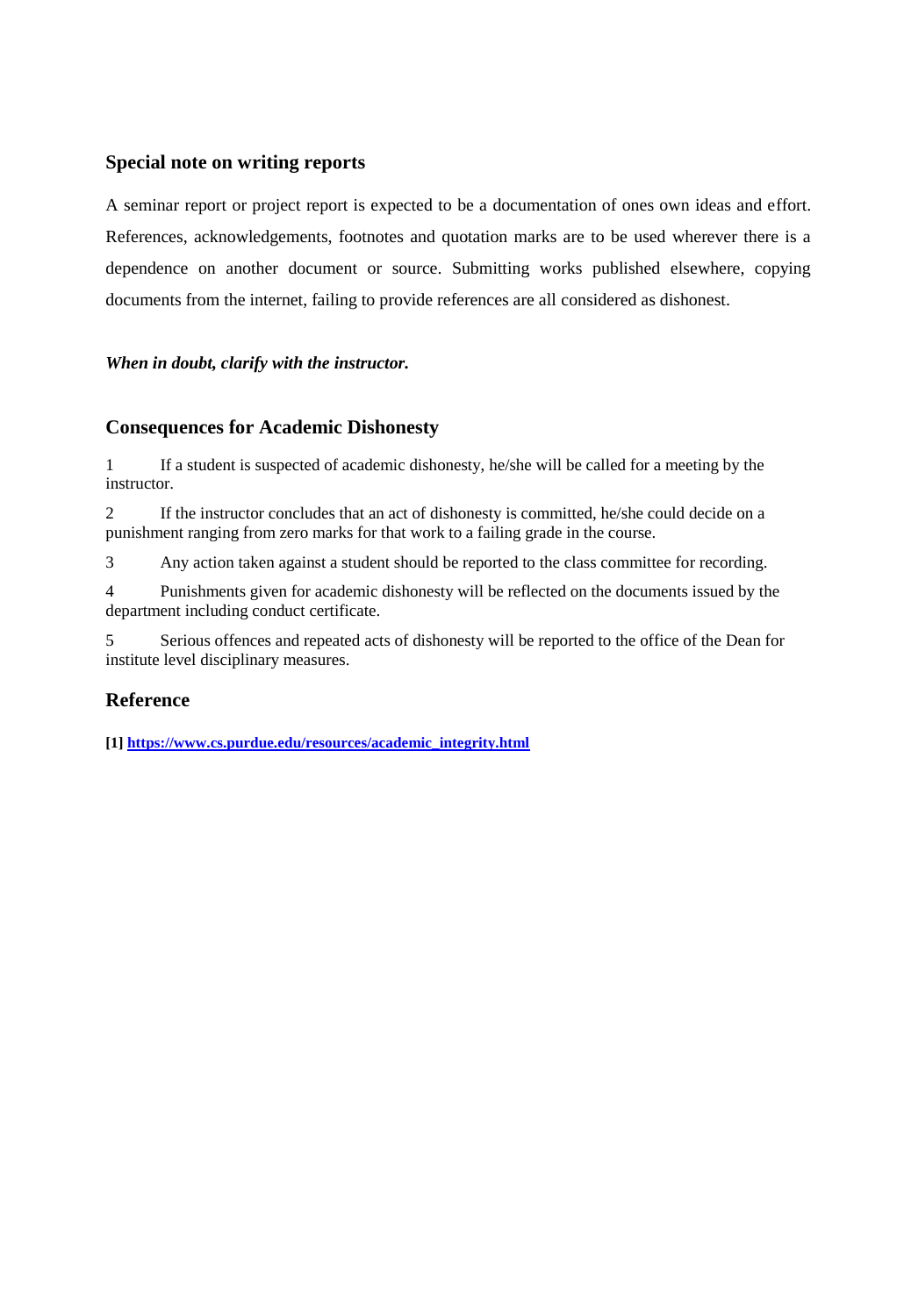## Special note on writing reports

A seminar report or project report is expected to be a documentation of ones own ideas and effort. References, acknowledgements, footnotes and quotation marks are to be used wherever there is a dependence on another document or source. Submitting works published elsewhere, copying documents from the internet, failing to provide references are all considered as dishonest.

***When in doubt, clarify with the instructor.***

## Consequences for Academic Dishonesty

1 If a student is suspected of academic dishonesty, he/she will be called for a meeting by the instructor.

2 If the instructor concludes that an act of dishonesty is committed, he/she could decide on a punishment ranging from zero marks for that work to a failing grade in the course.

3 Any action taken against a student should be reported to the class committee for recording.

4 Punishments given for academic dishonesty will be reflected on the documents issued by the department including conduct certificate.

5 Serious offences and repeated acts of dishonesty will be reported to the office of the Dean for institute level disciplinary measures.

## Reference

**[1] https://www.cs.purdue.edu/resources/academic_integrity.html**